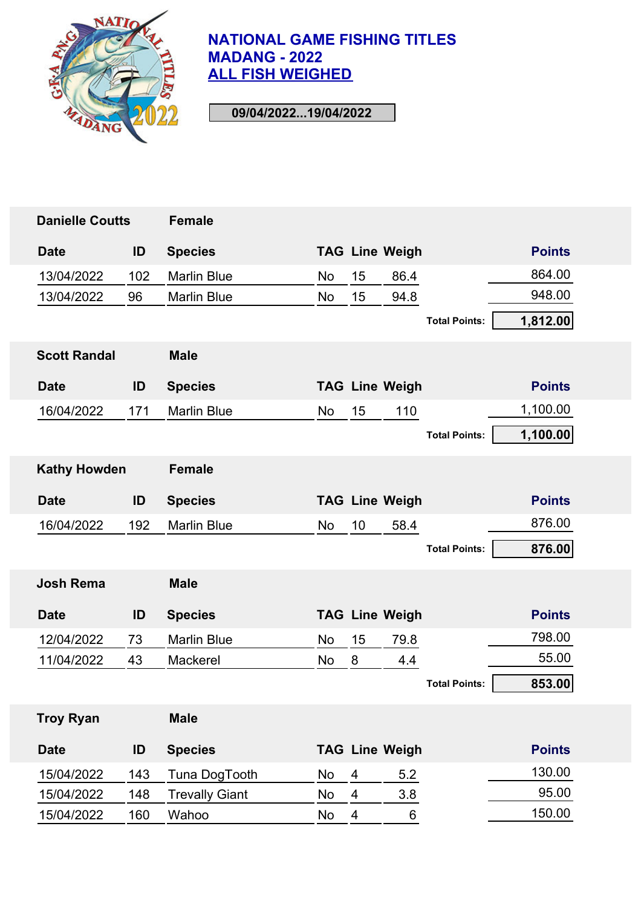# NATIONAL GAME FISHING TITLES
# MADANG - 2022
## ALL FISH WEIGHED

**09/04/2022...19/04/2022**

### Danielle Coutts — Female

| Date | ID | Species | TAG | Line | Weigh | Points |
|---|---|---|---|---|---|---|
| 13/04/2022 | 102 | Marlin Blue | No | 15 | 86.4 | 864.00 |
| 13/04/2022 | 96 | Marlin Blue | No | 15 | 94.8 | 948.00 |

**Total Points: 1,812.00**

### Scott Randal — Male

| Date | ID | Species | TAG | Line | Weigh | Points |
|---|---|---|---|---|---|---|
| 16/04/2022 | 171 | Marlin Blue | No | 15 | 110 | 1,100.00 |

**Total Points: 1,100.00**

### Kathy Howden — Female

| Date | ID | Species | TAG | Line | Weigh | Points |
|---|---|---|---|---|---|---|
| 16/04/2022 | 192 | Marlin Blue | No | 10 | 58.4 | 876.00 |

**Total Points: 876.00**

### Josh Rema — Male

| Date | ID | Species | TAG | Line | Weigh | Points |
|---|---|---|---|---|---|---|
| 12/04/2022 | 73 | Marlin Blue | No | 15 | 79.8 | 798.00 |
| 11/04/2022 | 43 | Mackerel | No | 8 | 4.4 | 55.00 |

**Total Points: 853.00**

### Troy Ryan — Male

| Date | ID | Species | TAG | Line | Weigh | Points |
|---|---|---|---|---|---|---|
| 15/04/2022 | 143 | Tuna DogTooth | No | 4 | 5.2 | 130.00 |
| 15/04/2022 | 148 | Trevally Giant | No | 4 | 3.8 | 95.00 |
| 15/04/2022 | 160 | Wahoo | No | 4 | 6 | 150.00 |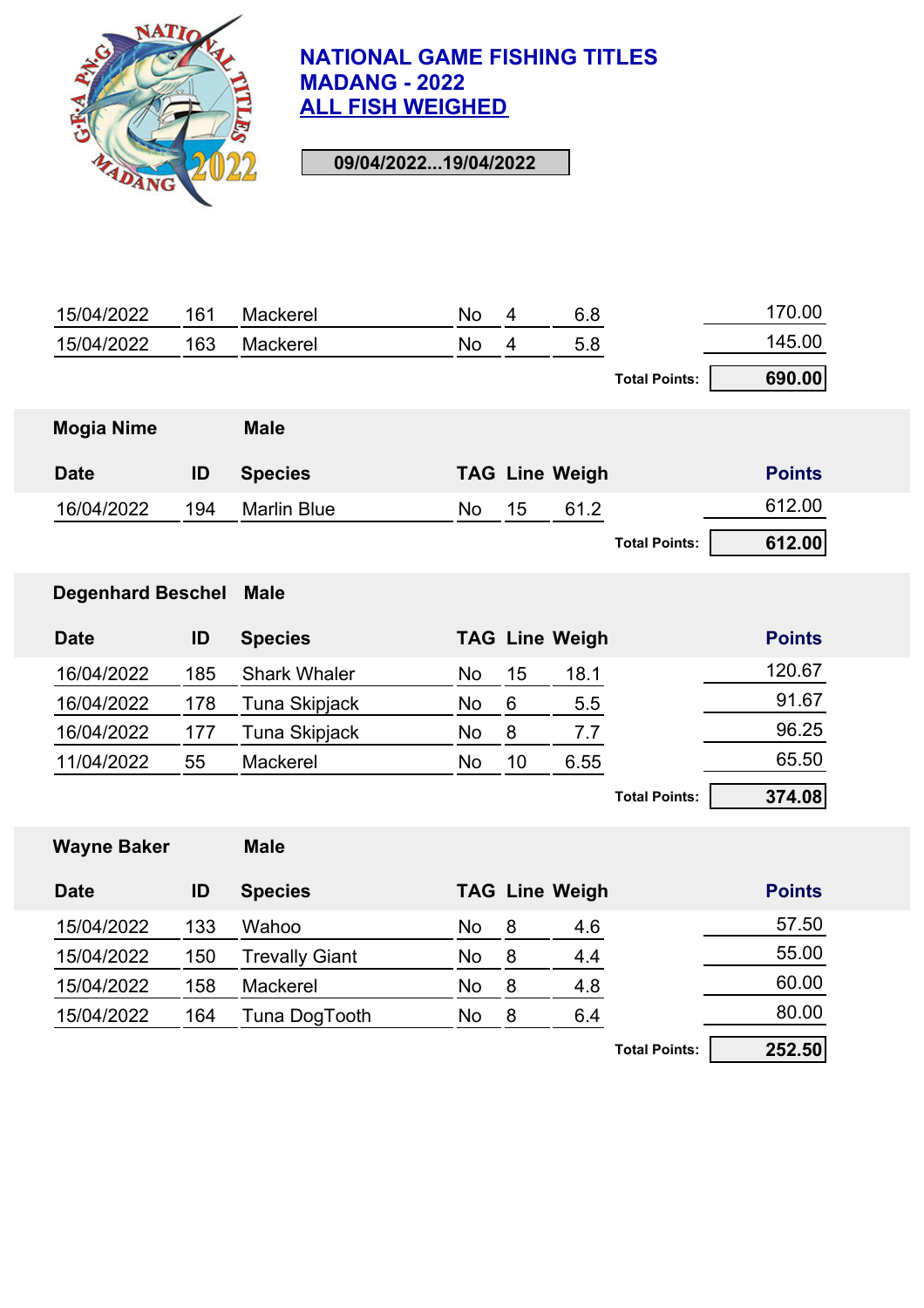# NATIONAL GAME FISHING TITLES
# MADANG - 2022
## ALL FISH WEIGHED

**09/04/2022...19/04/2022**

| Date | ID | Species | TAG | Line | Weigh | Points |
|---|---|---|---|---|---|---|
| 15/04/2022 | 161 | Mackerel | No | 4 | 6.8 | 170.00 |
| 15/04/2022 | 163 | Mackerel | No | 4 | 5.8 | 145.00 |

**Total Points: 690.00**

### Mogia Nime — Male

| Date | ID | Species | TAG | Line | Weigh | Points |
|---|---|---|---|---|---|---|
| 16/04/2022 | 194 | Marlin Blue | No | 15 | 61.2 | 612.00 |

**Total Points: 612.00**

### Degenhard Beschel — Male

| Date | ID | Species | TAG | Line | Weigh | Points |
|---|---|---|---|---|---|---|
| 16/04/2022 | 185 | Shark Whaler | No | 15 | 18.1 | 120.67 |
| 16/04/2022 | 178 | Tuna Skipjack | No | 6 | 5.5 | 91.67 |
| 16/04/2022 | 177 | Tuna Skipjack | No | 8 | 7.7 | 96.25 |
| 11/04/2022 | 55 | Mackerel | No | 10 | 6.55 | 65.50 |

**Total Points: 374.08**

### Wayne Baker — Male

| Date | ID | Species | TAG | Line | Weigh | Points |
|---|---|---|---|---|---|---|
| 15/04/2022 | 133 | Wahoo | No | 8 | 4.6 | 57.50 |
| 15/04/2022 | 150 | Trevally Giant | No | 8 | 4.4 | 55.00 |
| 15/04/2022 | 158 | Mackerel | No | 8 | 4.8 | 60.00 |
| 15/04/2022 | 164 | Tuna DogTooth | No | 8 | 6.4 | 80.00 |

**Total Points: 252.50**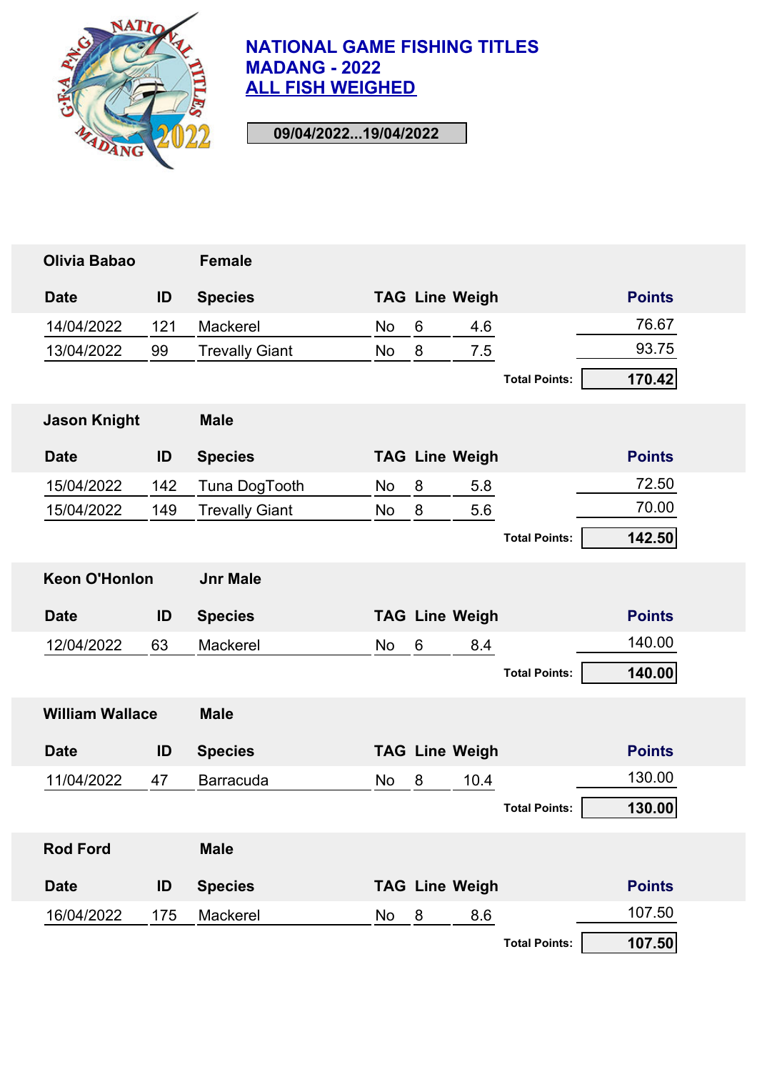# NATIONAL GAME FISHING TITLES
## MADANG - 2022
## ALL FISH WEIGHED

09/04/2022...19/04/2022

**Olivia Babao** — **Female**

| Date | ID | Species | TAG | Line | Weigh | Points |
|---|---|---|---|---|---|---|
| 14/04/2022 | 121 | Mackerel | No | 6 | 4.6 | 76.67 |
| 13/04/2022 | 99 | Trevally Giant | No | 8 | 7.5 | 93.75 |

**Total Points:** 170.42

**Jason Knight** — **Male**

| Date | ID | Species | TAG | Line | Weigh | Points |
|---|---|---|---|---|---|---|
| 15/04/2022 | 142 | Tuna DogTooth | No | 8 | 5.8 | 72.50 |
| 15/04/2022 | 149 | Trevally Giant | No | 8 | 5.6 | 70.00 |

**Total Points:** 142.50

**Keon O'Honlon** — **Jnr Male**

| Date | ID | Species | TAG | Line | Weigh | Points |
|---|---|---|---|---|---|---|
| 12/04/2022 | 63 | Mackerel | No | 6 | 8.4 | 140.00 |

**Total Points:** 140.00

**William Wallace** — **Male**

| Date | ID | Species | TAG | Line | Weigh | Points |
|---|---|---|---|---|---|---|
| 11/04/2022 | 47 | Barracuda | No | 8 | 10.4 | 130.00 |

**Total Points:** 130.00

**Rod Ford** — **Male**

| Date | ID | Species | TAG | Line | Weigh | Points |
|---|---|---|---|---|---|---|
| 16/04/2022 | 175 | Mackerel | No | 8 | 8.6 | 107.50 |

**Total Points:** 107.50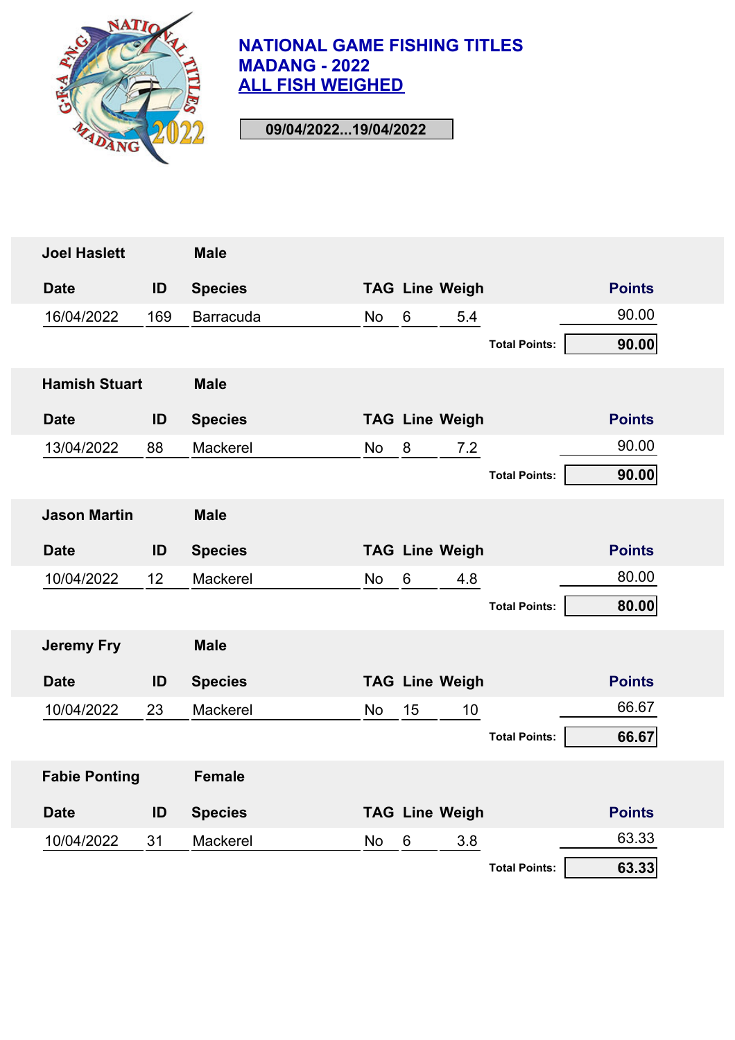# NATIONAL GAME FISHING TITLES
# MADANG - 2022
## ALL FISH WEIGHED

**09/04/2022...19/04/2022**

### Joel Haslett — Male

| Date | ID | Species | TAG | Line | Weigh | Points |
|---|---|---|---|---|---|---|
| 16/04/2022 | 169 | Barracuda | No | 6 | 5.4 | 90.00 |

**Total Points: 90.00**

### Hamish Stuart — Male

| Date | ID | Species | TAG | Line | Weigh | Points |
|---|---|---|---|---|---|---|
| 13/04/2022 | 88 | Mackerel | No | 8 | 7.2 | 90.00 |

**Total Points: 90.00**

### Jason Martin — Male

| Date | ID | Species | TAG | Line | Weigh | Points |
|---|---|---|---|---|---|---|
| 10/04/2022 | 12 | Mackerel | No | 6 | 4.8 | 80.00 |

**Total Points: 80.00**

### Jeremy Fry — Male

| Date | ID | Species | TAG | Line | Weigh | Points |
|---|---|---|---|---|---|---|
| 10/04/2022 | 23 | Mackerel | No | 15 | 10 | 66.67 |

**Total Points: 66.67**

### Fabie Ponting — Female

| Date | ID | Species | TAG | Line | Weigh | Points |
|---|---|---|---|---|---|---|
| 10/04/2022 | 31 | Mackerel | No | 6 | 3.8 | 63.33 |

**Total Points: 63.33**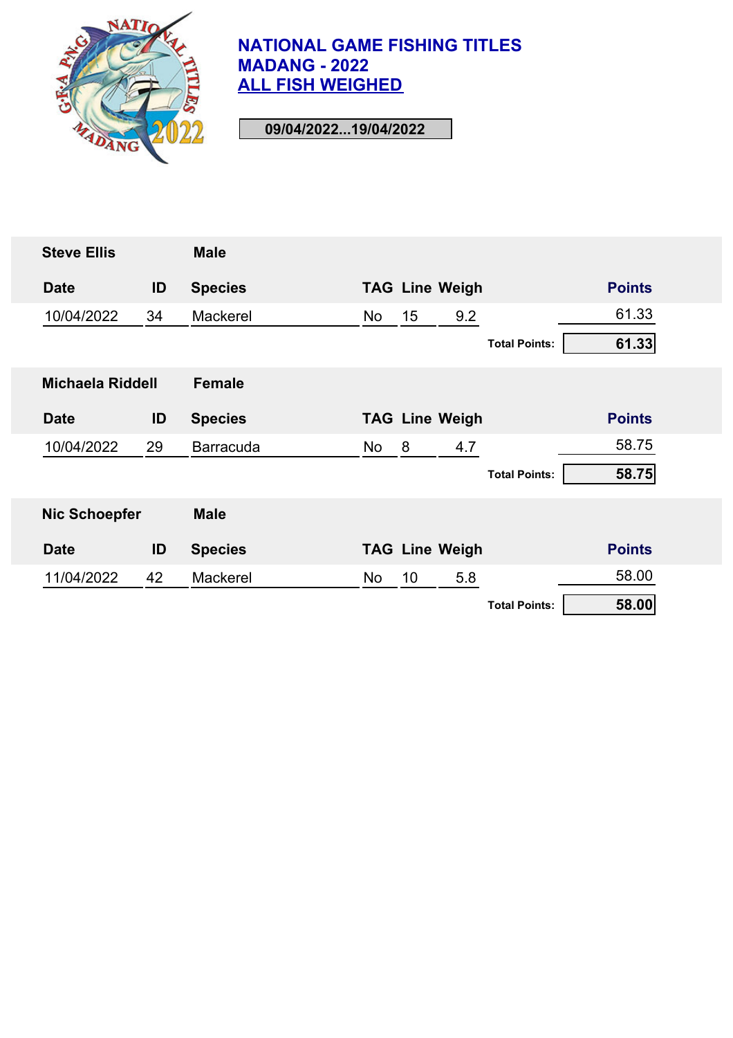# NATIONAL GAME FISHING TITLES
# MADANG - 2022
# ALL FISH WEIGHED

**09/04/2022...19/04/2022**

**Steve Ellis** **Male**

| Date | ID | Species | TAG | Line | Weigh | Points |
|---|---|---|---|---|---|---|
| 10/04/2022 | 34 | Mackerel | No | 15 | 9.2 | 61.33 |

**Total Points:** **61.33**

**Michaela Riddell** **Female**

| Date | ID | Species | TAG | Line | Weigh | Points |
|---|---|---|---|---|---|---|
| 10/04/2022 | 29 | Barracuda | No | 8 | 4.7 | 58.75 |

**Total Points:** **58.75**

**Nic Schoepfer** **Male**

| Date | ID | Species | TAG | Line | Weigh | Points |
|---|---|---|---|---|---|---|
| 11/04/2022 | 42 | Mackerel | No | 10 | 5.8 | 58.00 |

**Total Points:** **58.00**